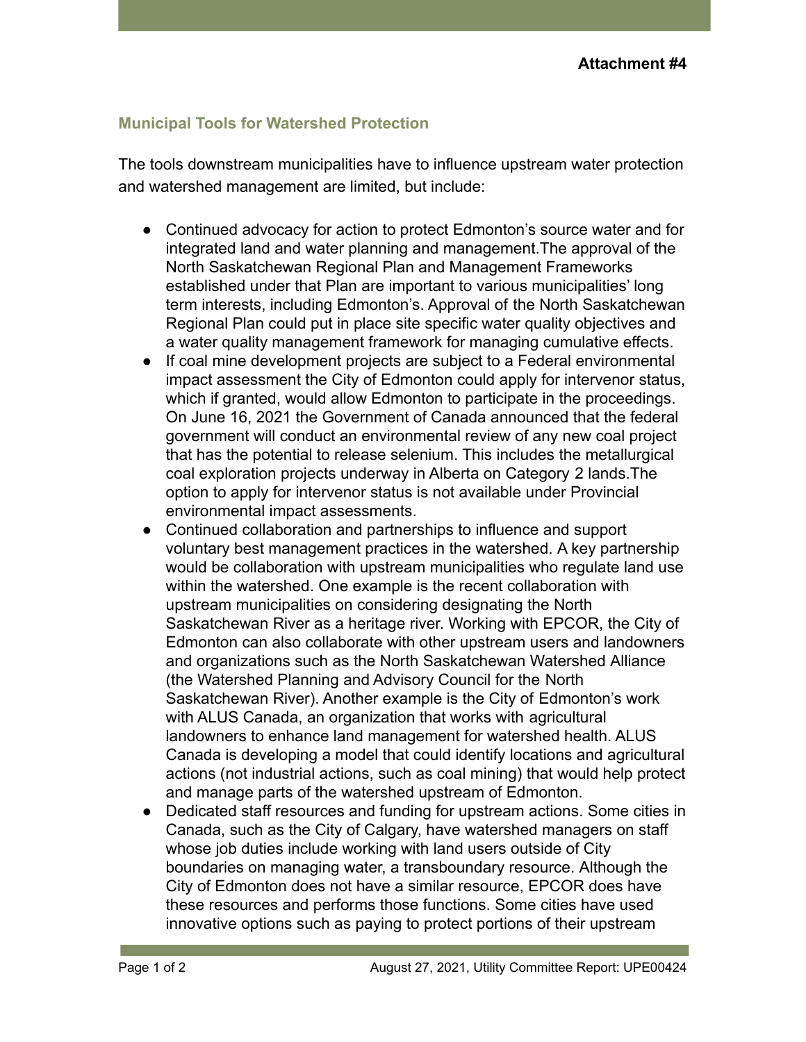**Attachment #4**

## Municipal Tools for Watershed Protection

The tools downstream municipalities have to influence upstream water protection and watershed management are limited, but include:

- Continued advocacy for action to protect Edmonton's source water and for integrated land and water planning and management.The approval of the North Saskatchewan Regional Plan and Management Frameworks established under that Plan are important to various municipalities' long term interests, including Edmonton's. Approval of the North Saskatchewan Regional Plan could put in place site specific water quality objectives and a water quality management framework for managing cumulative effects.
- If coal mine development projects are subject to a Federal environmental impact assessment the City of Edmonton could apply for intervenor status, which if granted, would allow Edmonton to participate in the proceedings. On June 16, 2021 the Government of Canada announced that the federal government will conduct an environmental review of any new coal project that has the potential to release selenium. This includes the metallurgical coal exploration projects underway in Alberta on Category 2 lands.The option to apply for intervenor status is not available under Provincial environmental impact assessments.
- Continued collaboration and partnerships to influence and support voluntary best management practices in the watershed. A key partnership would be collaboration with upstream municipalities who regulate land use within the watershed. One example is the recent collaboration with upstream municipalities on considering designating the North Saskatchewan River as a heritage river. Working with EPCOR, the City of Edmonton can also collaborate with other upstream users and landowners and organizations such as the North Saskatchewan Watershed Alliance (the Watershed Planning and Advisory Council for the North Saskatchewan River). Another example is the City of Edmonton's work with ALUS Canada, an organization that works with agricultural landowners to enhance land management for watershed health. ALUS Canada is developing a model that could identify locations and agricultural actions (not industrial actions, such as coal mining) that would help protect and manage parts of the watershed upstream of Edmonton.
- Dedicated staff resources and funding for upstream actions. Some cities in Canada, such as the City of Calgary, have watershed managers on staff whose job duties include working with land users outside of City boundaries on managing water, a transboundary resource. Although the City of Edmonton does not have a similar resource, EPCOR does have these resources and performs those functions. Some cities have used innovative options such as paying to protect portions of their upstream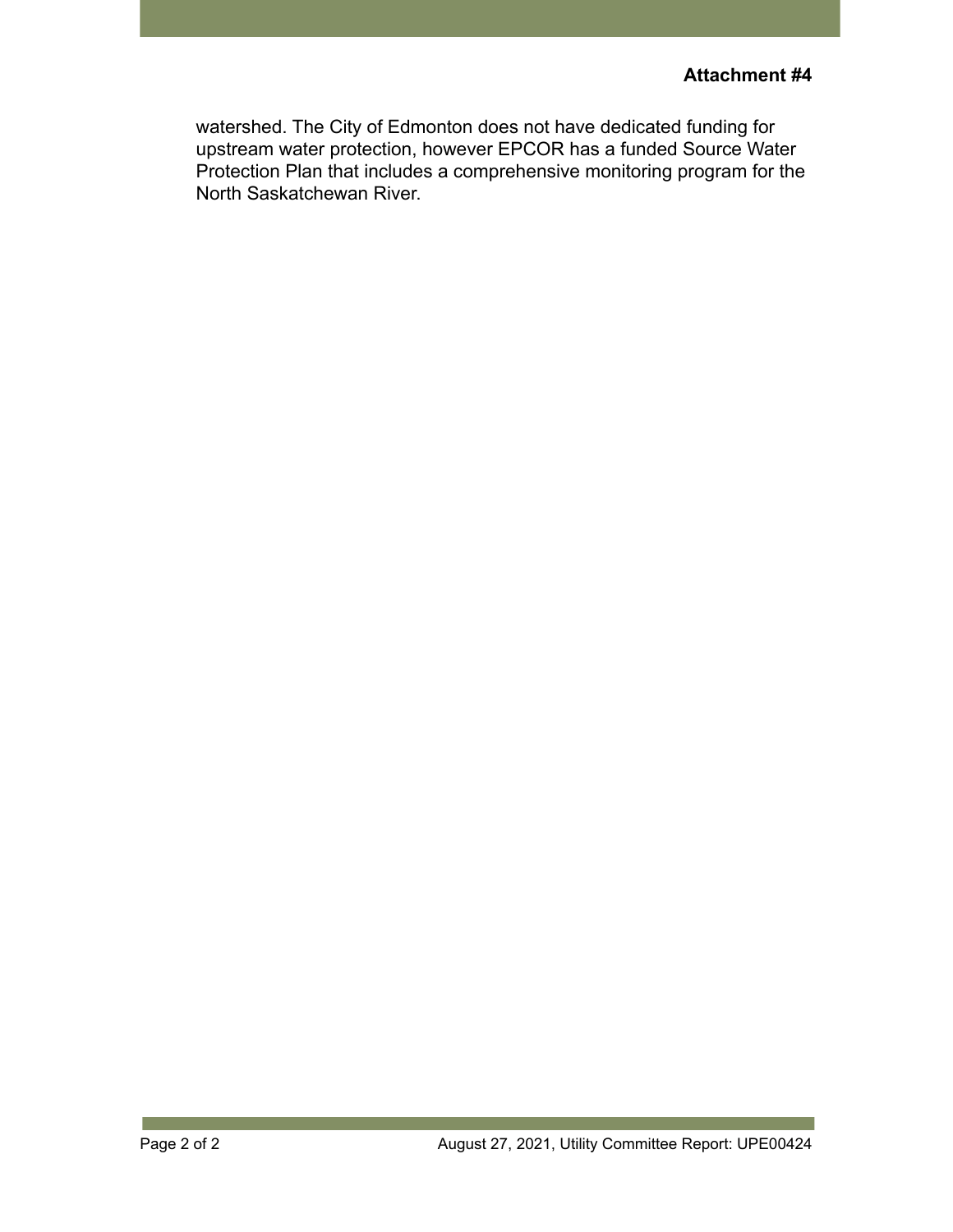watershed. The City of Edmonton does not have dedicated funding for upstream water protection, however EPCOR has a funded Source Water Protection Plan that includes a comprehensive monitoring program for the North Saskatchewan River.